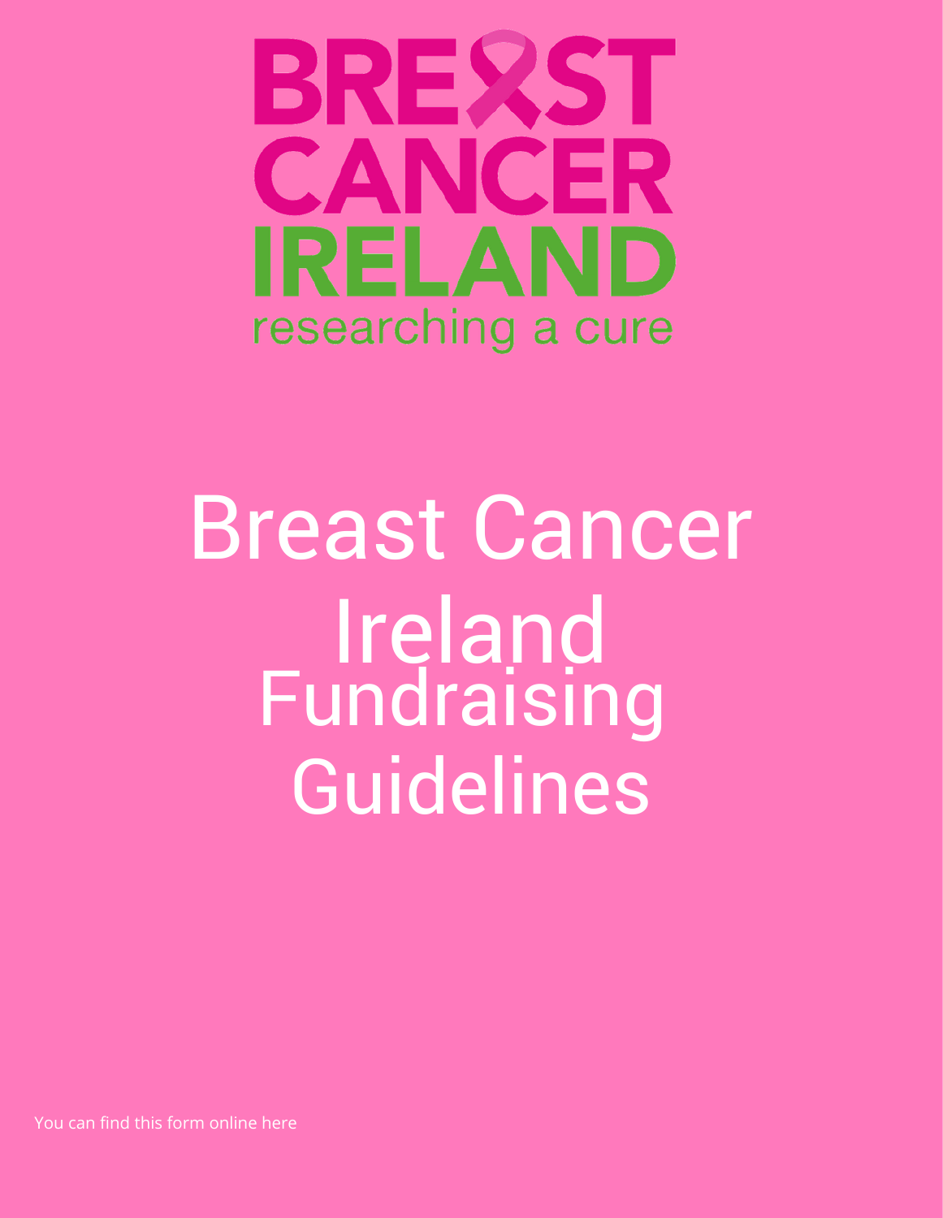BREAST CANCER IRELAND

researching a cure

# Breast Cancer Ireland Fundraising Guidelines

You can find this form online here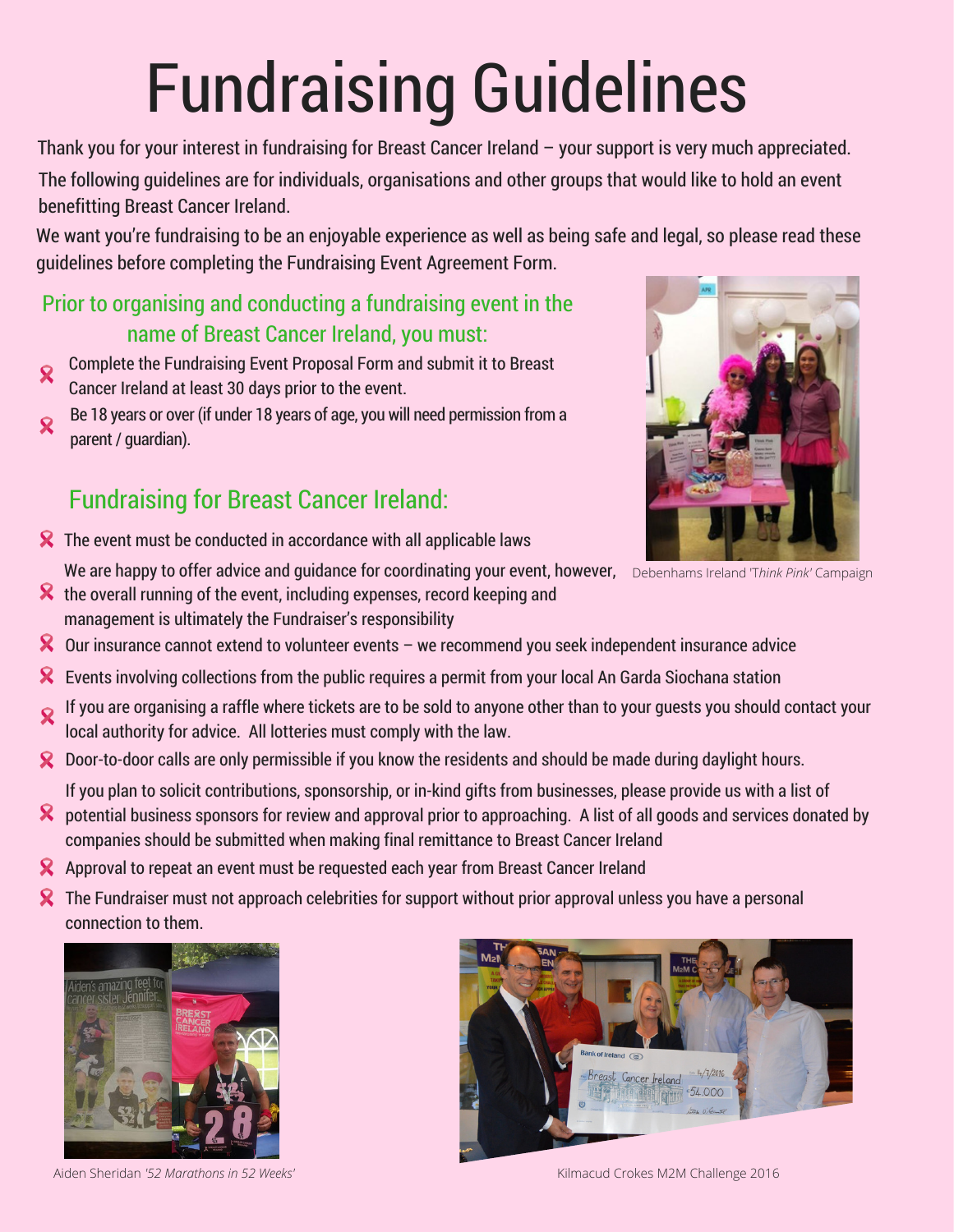# Fundraising Guidelines

Thank you for your interest in fundraising for Breast Cancer Ireland – your support is very much appreciated.

The following guidelines are for individuals, organisations and other groups that would like to hold an event benefitting Breast Cancer Ireland.

We want you're fundraising to be an enjoyable experience as well as being safe and legal, so please read these guidelines before completing the Fundraising Event Agreement Form.

## Prior to organising and conducting a fundraising event in the name of Breast Cancer Ireland, you must:

- Complete the Fundraising Event Proposal Form and submit it to Breast Cancer Ireland at least 30 days prior to the event.
- Be 18 years or over (if under 18 years of age, you will need permission from a parent / guardian).

## Fundraising for Breast Cancer Ireland:

- The event must be conducted in accordance with all applicable laws
- We are happy to offer advice and guidance for coordinating your event, however, the overall running of the event, including expenses, record keeping and management is ultimately the Fundraiser's responsibility
- Our insurance cannot extend to volunteer events – we recommend you seek independent insurance advice
- Events involving collections from the public requires a permit from your local An Garda Siochana station
- If you are organising a raffle where tickets are to be sold to anyone other than to your guests you should contact your local authority for advice. All lotteries must comply with the law.
- Door-to-door calls are only permissible if you know the residents and should be made during daylight hours.
- If you plan to solicit contributions, sponsorship, or in-kind gifts from businesses, please provide us with a list of potential business sponsors for review and approval prior to approaching. A list of all goods and services donated by companies should be submitted when making final remittance to Breast Cancer Ireland
- Approval to repeat an event must be requested each year from Breast Cancer Ireland
- The Fundraiser must not approach celebrities for support without prior approval unless you have a personal connection to them.

Debenhams Ireland '*Think Pink*' Campaign

Aiden Sheridan *'52 Marathons in 52 Weeks'*

Kilmacud Crokes M2M Challenge 2016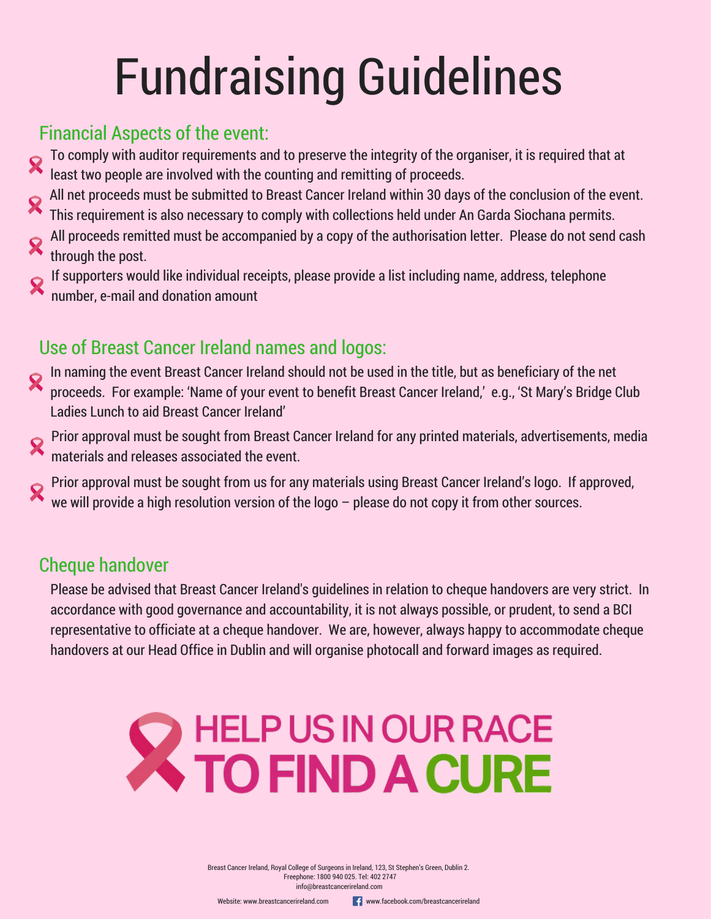# Fundraising Guidelines

## Financial Aspects of the event:

- To comply with auditor requirements and to preserve the integrity of the organiser, it is required that at least two people are involved with the counting and remitting of proceeds.
- All net proceeds must be submitted to Breast Cancer Ireland within 30 days of the conclusion of the event. This requirement is also necessary to comply with collections held under An Garda Siochana permits.
- All proceeds remitted must be accompanied by a copy of the authorisation letter. Please do not send cash through the post.
- If supporters would like individual receipts, please provide a list including name, address, telephone number, e-mail and donation amount

## Use of Breast Cancer Ireland names and logos:

- In naming the event Breast Cancer Ireland should not be used in the title, but as beneficiary of the net proceeds. For example: 'Name of your event to benefit Breast Cancer Ireland,' e.g., 'St Mary's Bridge Club Ladies Lunch to aid Breast Cancer Ireland'
- Prior approval must be sought from Breast Cancer Ireland for any printed materials, advertisements, media materials and releases associated the event.
- Prior approval must be sought from us for any materials using Breast Cancer Ireland's logo. If approved, we will provide a high resolution version of the logo – please do not copy it from other sources.

## Cheque handover

Please be advised that Breast Cancer Ireland's guidelines in relation to cheque handovers are very strict. In accordance with good governance and accountability, it is not always possible, or prudent, to send a BCI representative to officiate at a cheque handover. We are, however, always happy to accommodate cheque handovers at our Head Office in Dublin and will organise photocall and forward images as required.

HELP US IN OUR RACE TO FIND A CURE

Breast Cancer Ireland, Royal College of Surgeons in Ireland, 123, St Stephen's Green, Dublin 2.
Freephone: 1800 940 025. Tel: 402 2747
info@breastcancerireland.com

Website: www.breastcancerireland.com | www.facebook.com/breastcancerireland